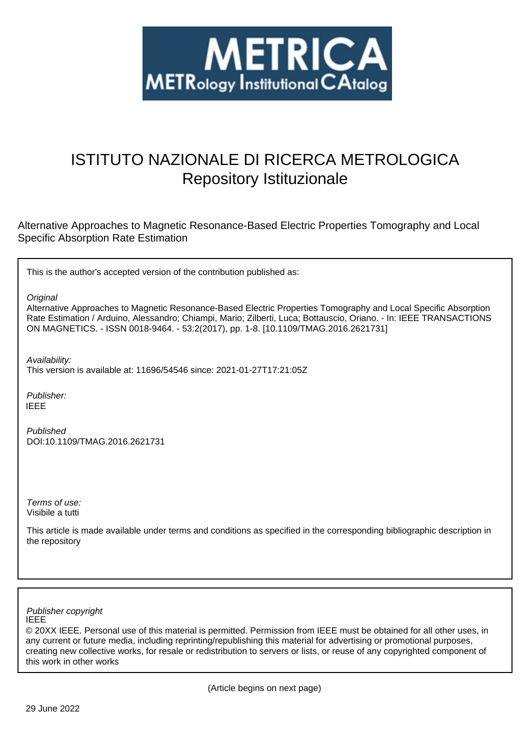# METRICA

## METRology Institutional CAtalog

# ISTITUTO NAZIONALE DI RICERCA METROLOGICA

## Repository Istituzionale

Alternative Approaches to Magnetic Resonance-Based Electric Properties Tomography and Local Specific Absorption Rate Estimation

This is the author's accepted version of the contribution published as:

*Original*

Alternative Approaches to Magnetic Resonance-Based Electric Properties Tomography and Local Specific Absorption Rate Estimation / Arduino, Alessandro; Chiampi, Mario; Zilberti, Luca; Bottauscio, Oriano. - In: IEEE TRANSACTIONS ON MAGNETICS. - ISSN 0018-9464. - 53:2(2017), pp. 1-8. [10.1109/TMAG.2016.2621731]

*Availability:*

This version is available at: 11696/54546 since: 2021-01-27T17:21:05Z

*Publisher:*

IEEE

*Published*

DOI:10.1109/TMAG.2016.2621731

*Terms of use:*

Visibile a tutti

This article is made available under terms and conditions as specified in the corresponding bibliographic description in the repository

*Publisher copyright*

IEEE

© 20XX IEEE. Personal use of this material is permitted. Permission from IEEE must be obtained for all other uses, in any current or future media, including reprinting/republishing this material for advertising or promotional purposes, creating new collective works, for resale or redistribution to servers or lists, or reuse of any copyrighted component of this work in other works

(Article begins on next page)

29 June 2022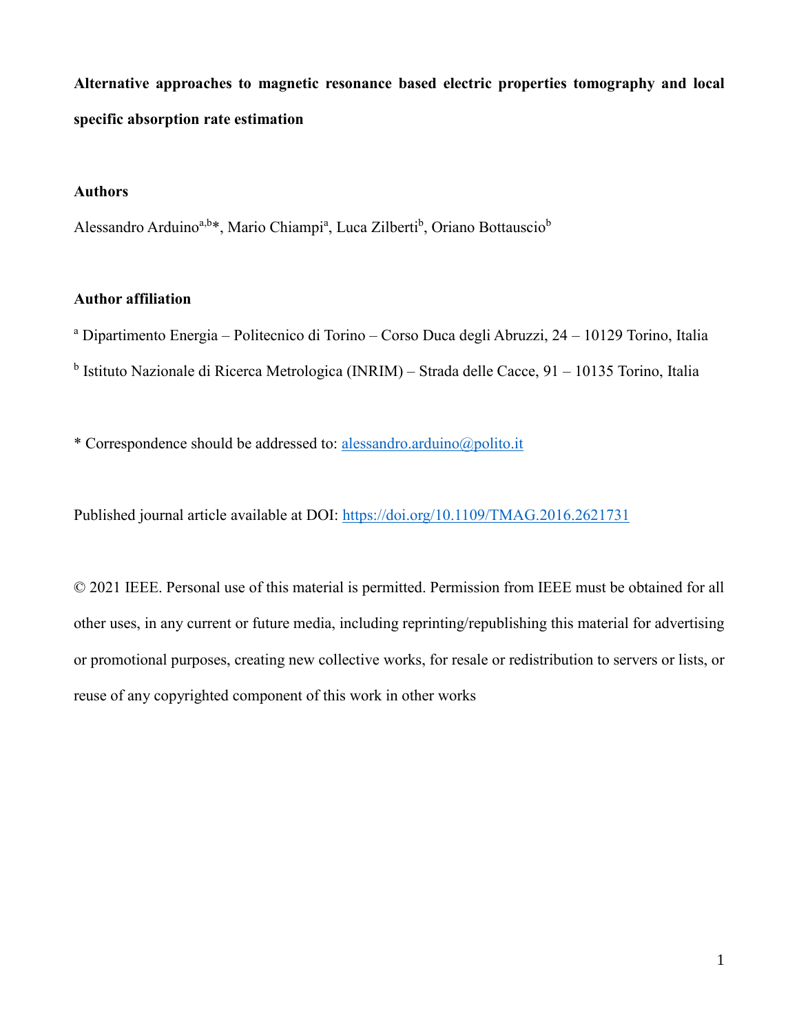**Alternative approaches to magnetic resonance based electric properties tomography and local specific absorption rate estimation**

**Authors**

Alessandro Arduino[a,b]*, Mario Chiampi[a], Luca Zilberti[b], Oriano Bottauscio[b]

**Author affiliation**

[a] Dipartimento Energia – Politecnico di Torino – Corso Duca degli Abruzzi, 24 – 10129 Torino, Italia

[b] Istituto Nazionale di Ricerca Metrologica (INRIM) – Strada delle Cacce, 91 – 10135 Torino, Italia

* Correspondence should be addressed to: alessandro.arduino@polito.it

Published journal article available at DOI: https://doi.org/10.1109/TMAG.2016.2621731

© 2021 IEEE. Personal use of this material is permitted. Permission from IEEE must be obtained for all other uses, in any current or future media, including reprinting/republishing this material for advertising or promotional purposes, creating new collective works, for resale or redistribution to servers or lists, or reuse of any copyrighted component of this work in other works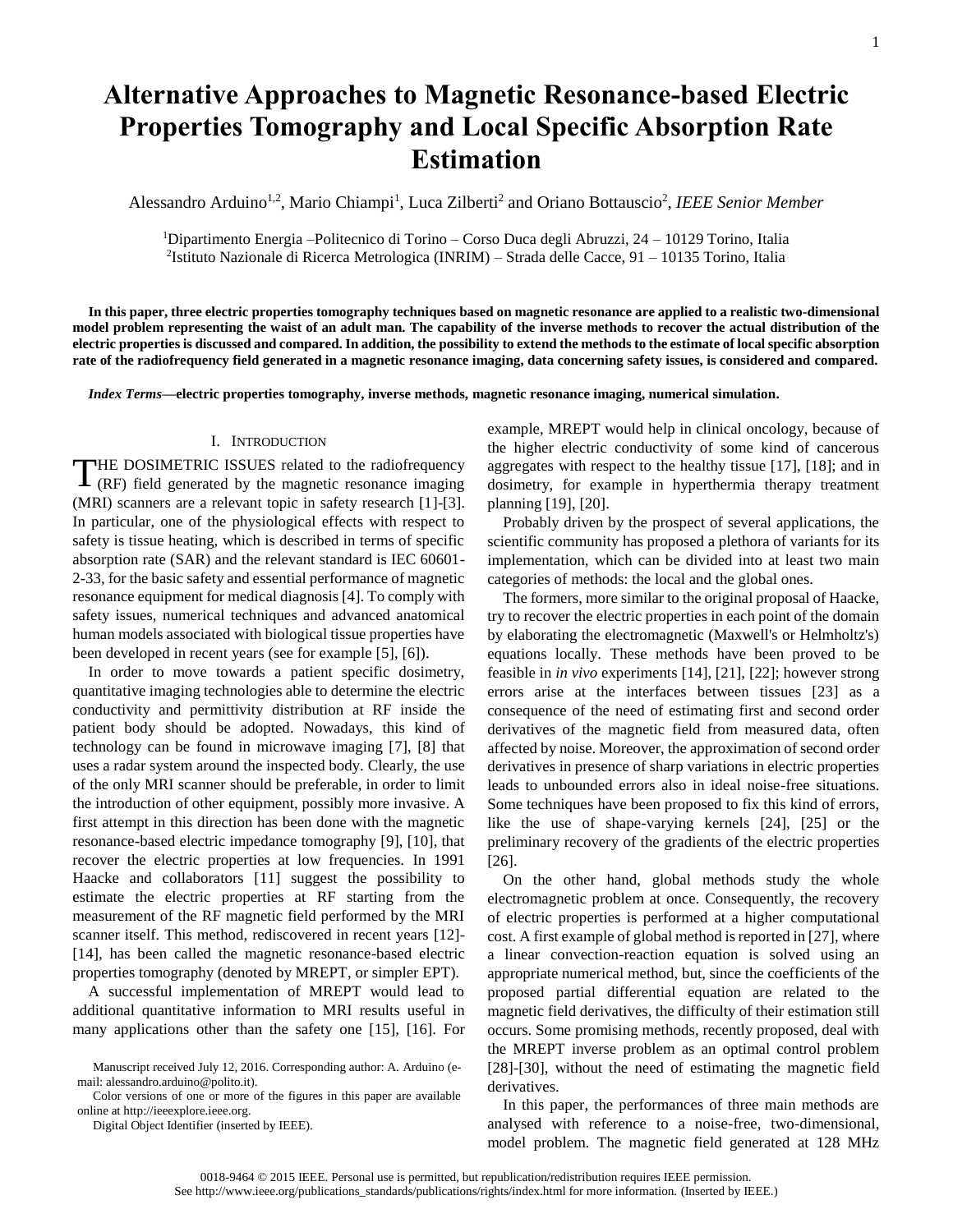# Alternative Approaches to Magnetic Resonance-based Electric Properties Tomography and Local Specific Absorption Rate Estimation

Alessandro Arduino[1,2], Mario Chiampi[1], Luca Zilberti[2] and Oriano Bottauscio[2], *IEEE Senior Member*

[1]Dipartimento Energia –Politecnico di Torino – Corso Duca degli Abruzzi, 24 – 10129 Torino, Italia
[2]Istituto Nazionale di Ricerca Metrologica (INRIM) – Strada delle Cacce, 91 – 10135 Torino, Italia

**In this paper, three electric properties tomography techniques based on magnetic resonance are applied to a realistic two-dimensional model problem representing the waist of an adult man. The capability of the inverse methods to recover the actual distribution of the electric properties is discussed and compared. In addition, the possibility to extend the methods to the estimate of local specific absorption rate of the radiofrequency field generated in a magnetic resonance imaging, data concerning safety issues, is considered and compared.**

***Index Terms*—electric properties tomography, inverse methods, magnetic resonance imaging, numerical simulation.**

## I. Introduction

THE DOSIMETRIC ISSUES related to the radiofrequency (RF) field generated by the magnetic resonance imaging (MRI) scanners are a relevant topic in safety research [1]-[3]. In particular, one of the physiological effects with respect to safety is tissue heating, which is described in terms of specific absorption rate (SAR) and the relevant standard is IEC 60601-2-33, for the basic safety and essential performance of magnetic resonance equipment for medical diagnosis [4]. To comply with safety issues, numerical techniques and advanced anatomical human models associated with biological tissue properties have been developed in recent years (see for example [5], [6]).

In order to move towards a patient specific dosimetry, quantitative imaging technologies able to determine the electric conductivity and permittivity distribution at RF inside the patient body should be adopted. Nowadays, this kind of technology can be found in microwave imaging [7], [8] that uses a radar system around the inspected body. Clearly, the use of the only MRI scanner should be preferable, in order to limit the introduction of other equipment, possibly more invasive. A first attempt in this direction has been done with the magnetic resonance-based electric impedance tomography [9], [10], that recover the electric properties at low frequencies. In 1991 Haacke and collaborators [11] suggest the possibility to estimate the electric properties at RF starting from the measurement of the RF magnetic field performed by the MRI scanner itself. This method, rediscovered in recent years [12]-[14], has been called the magnetic resonance-based electric properties tomography (denoted by MREPT, or simpler EPT).

A successful implementation of MREPT would lead to additional quantitative information to MRI results useful in many applications other than the safety one [15], [16]. For example, MREPT would help in clinical oncology, because of the higher electric conductivity of some kind of cancerous aggregates with respect to the healthy tissue [17], [18]; and in dosimetry, for example in hyperthermia therapy treatment planning [19], [20].

Probably driven by the prospect of several applications, the scientific community has proposed a plethora of variants for its implementation, which can be divided into at least two main categories of methods: the local and the global ones.

The formers, more similar to the original proposal of Haacke, try to recover the electric properties in each point of the domain by elaborating the electromagnetic (Maxwell's or Helmholtz's) equations locally. These methods have been proved to be feasible in *in vivo* experiments [14], [21], [22]; however strong errors arise at the interfaces between tissues [23] as a consequence of the need of estimating first and second order derivatives of the magnetic field from measured data, often affected by noise. Moreover, the approximation of second order derivatives in presence of sharp variations in electric properties leads to unbounded errors also in ideal noise-free situations. Some techniques have been proposed to fix this kind of errors, like the use of shape-varying kernels [24], [25] or the preliminary recovery of the gradients of the electric properties [26].

On the other hand, global methods study the whole electromagnetic problem at once. Consequently, the recovery of electric properties is performed at a higher computational cost. A first example of global method is reported in [27], where a linear convection-reaction equation is solved using an appropriate numerical method, but, since the coefficients of the proposed partial differential equation are related to the magnetic field derivatives, the difficulty of their estimation still occurs. Some promising methods, recently proposed, deal with the MREPT inverse problem as an optimal control problem [28]-[30], without the need of estimating the magnetic field derivatives.

In this paper, the performances of three main methods are analysed with reference to a noise-free, two-dimensional, model problem. The magnetic field generated at 128 MHz

Manuscript received July 12, 2016. Corresponding author: A. Arduino (e-mail: alessandro.arduino@polito.it).

Color versions of one or more of the figures in this paper are available online at http://ieeexplore.ieee.org.

Digital Object Identifier (inserted by IEEE).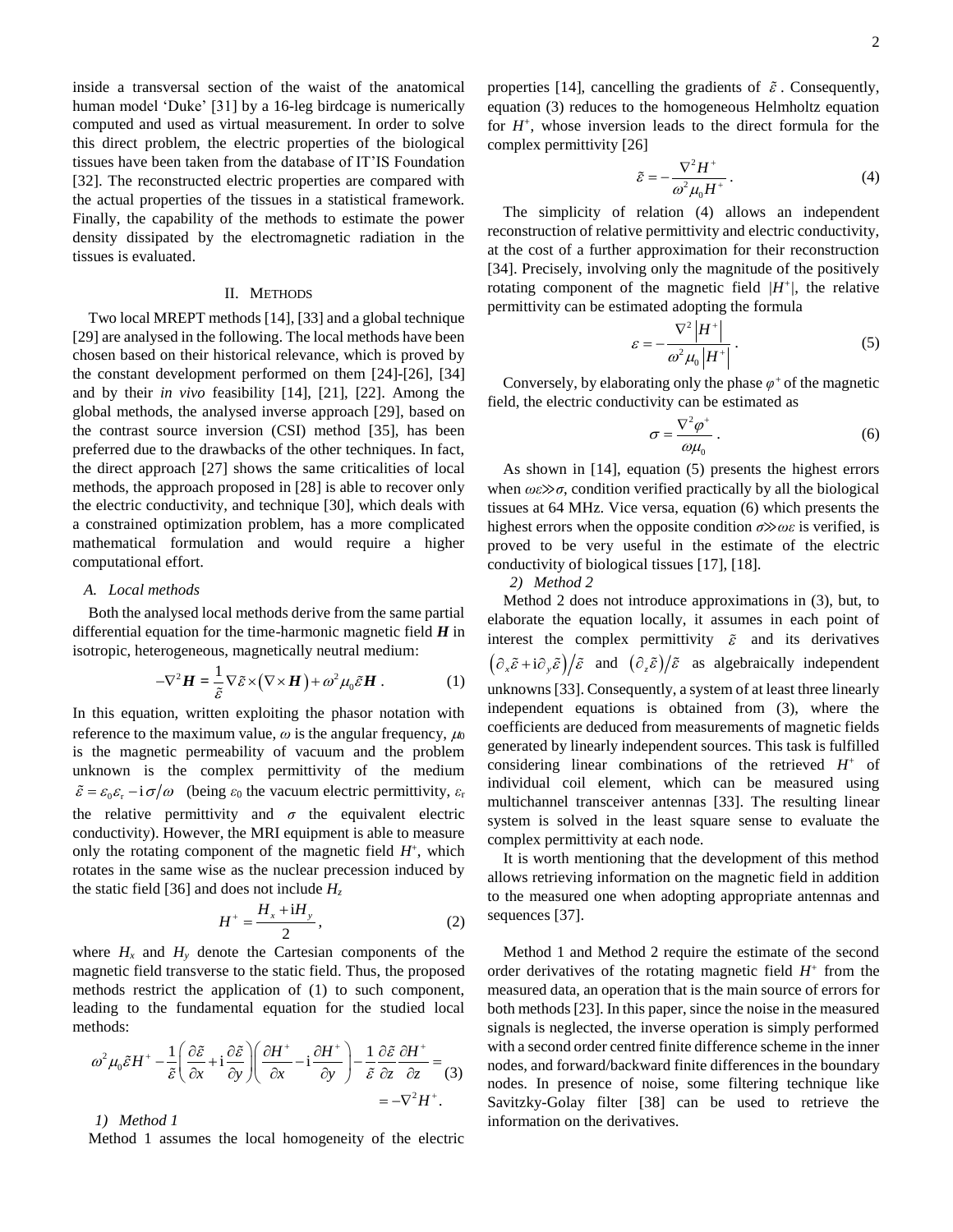inside a transversal section of the waist of the anatomical human model 'Duke' [31] by a 16-leg birdcage is numerically computed and used as virtual measurement. In order to solve this direct problem, the electric properties of the biological tissues have been taken from the database of IT'IS Foundation [32]. The reconstructed electric properties are compared with the actual properties of the tissues in a statistical framework. Finally, the capability of the methods to estimate the power density dissipated by the electromagnetic radiation in the tissues is evaluated.

## II. Methods

Two local MREPT methods [14], [33] and a global technique [29] are analysed in the following. The local methods have been chosen based on their historical relevance, which is proved by the constant development performed on them [24]-[26], [34] and by their *in vivo* feasibility [14], [21], [22]. Among the global methods, the analysed inverse approach [29], based on the contrast source inversion (CSI) method [35], has been preferred due to the drawbacks of the other techniques. In fact, the direct approach [27] shows the same criticalities of local methods, the approach proposed in [28] is able to recover only the electric conductivity, and technique [30], which deals with a constrained optimization problem, has a more complicated mathematical formulation and would require a higher computational effort.

### A. Local methods

Both the analysed local methods derive from the same partial differential equation for the time-harmonic magnetic field $\boldsymbol{H}$ in isotropic, heterogeneous, magnetically neutral medium:

$$-\nabla^2 \boldsymbol{H} = \frac{1}{\tilde{\varepsilon}} \nabla \tilde{\varepsilon} \times \left( \nabla \times \boldsymbol{H} \right) + \omega^2 \mu_0 \tilde{\varepsilon} \boldsymbol{H} \, . \tag{1}$$

In this equation, written exploiting the phasor notation with reference to the maximum value, $\omega$ is the angular frequency, $\mu_0$ is the magnetic permeability of vacuum and the problem unknown is the complex permittivity of the medium $\tilde{\varepsilon} = \varepsilon_0 \varepsilon_r - \mathrm{i}\sigma/\omega$ (being $\varepsilon_0$ the vacuum electric permittivity, $\varepsilon_r$ the relative permittivity and $\sigma$ the equivalent electric conductivity). However, the MRI equipment is able to measure only the rotating component of the magnetic field $H^+$, which rotates in the same wise as the nuclear precession induced by the static field [36] and does not include $H_z$

$$H^+ = \frac{H_x + \mathrm{i} H_y}{2} \, , \tag{2}$$

where $H_x$ and $H_y$ denote the Cartesian components of the magnetic field transverse to the static field. Thus, the proposed methods restrict the application of (1) to such component, leading to the fundamental equation for the studied local methods:

$$\omega^2 \mu_0 \tilde{\varepsilon} H^+ - \frac{1}{\tilde{\varepsilon}} \left( \frac{\partial \tilde{\varepsilon}}{\partial x} + \mathrm{i} \frac{\partial \tilde{\varepsilon}}{\partial y} \right) \left( \frac{\partial H^+}{\partial x} - \mathrm{i} \frac{\partial H^+}{\partial y} \right) - \frac{1}{\tilde{\varepsilon}} \frac{\partial \tilde{\varepsilon}}{\partial z} \frac{\partial H^+}{\partial z} = -\nabla^2 H^+ . \tag{3}$$

#### 1) Method 1

Method 1 assumes the local homogeneity of the electric properties [14], cancelling the gradients of $\tilde{\varepsilon}$. Consequently, equation (3) reduces to the homogeneous Helmholtz equation for $H^+$, whose inversion leads to the direct formula for the complex permittivity [26]

$$\tilde{\varepsilon} = -\frac{\nabla^2 H^+}{\omega^2 \mu_0 H^+} \, . \tag{4}$$

The simplicity of relation (4) allows an independent reconstruction of relative permittivity and electric conductivity, at the cost of a further approximation for their reconstruction [34]. Precisely, involving only the magnitude of the positively rotating component of the magnetic field $|H^+|$, the relative permittivity can be estimated adopting the formula

$$\varepsilon = -\frac{\nabla^2 \left| H^+ \right|}{\omega^2 \mu_0 \left| H^+ \right|} \, . \tag{5}$$

Conversely, by elaborating only the phase $\varphi^+$ of the magnetic field, the electric conductivity can be estimated as

$$\sigma = \frac{\nabla^2 \varphi^+}{\omega \mu_0} \, . \tag{6}$$

As shown in [14], equation (5) presents the highest errors when $\omega\varepsilon \gg \sigma$, condition verified practically by all the biological tissues at 64 MHz. Vice versa, equation (6) which presents the highest errors when the opposite condition $\sigma \gg \omega\varepsilon$ is verified, is proved to be very useful in the estimate of the electric conductivity of biological tissues [17], [18].

#### 2) Method 2

Method 2 does not introduce approximations in (3), but, to elaborate the equation locally, it assumes in each point of interest the complex permittivity $\tilde{\varepsilon}$ and its derivatives $\left( \partial_x \tilde{\varepsilon} + \mathrm{i} \partial_y \tilde{\varepsilon} \right) / \tilde{\varepsilon}$ and $\left( \partial_z \tilde{\varepsilon} \right) / \tilde{\varepsilon}$ as algebraically independent unknowns [33]. Consequently, a system of at least three linearly independent equations is obtained from (3), where the coefficients are deduced from measurements of magnetic fields generated by linearly independent sources. This task is fulfilled considering linear combinations of the retrieved $H^+$ of individual coil element, which can be measured using multichannel transceiver antennas [33]. The resulting linear system is solved in the least square sense to evaluate the complex permittivity at each node.

It is worth mentioning that the development of this method allows retrieving information on the magnetic field in addition to the measured one when adopting appropriate antennas and sequences [37].

Method 1 and Method 2 require the estimate of the second order derivatives of the rotating magnetic field $H^+$ from the measured data, an operation that is the main source of errors for both methods [23]. In this paper, since the noise in the measured signals is neglected, the inverse operation is simply performed with a second order centred finite difference scheme in the inner nodes, and forward/backward finite differences in the boundary nodes. In presence of noise, some filtering technique like Savitzky-Golay filter [38] can be used to retrieve the information on the derivatives.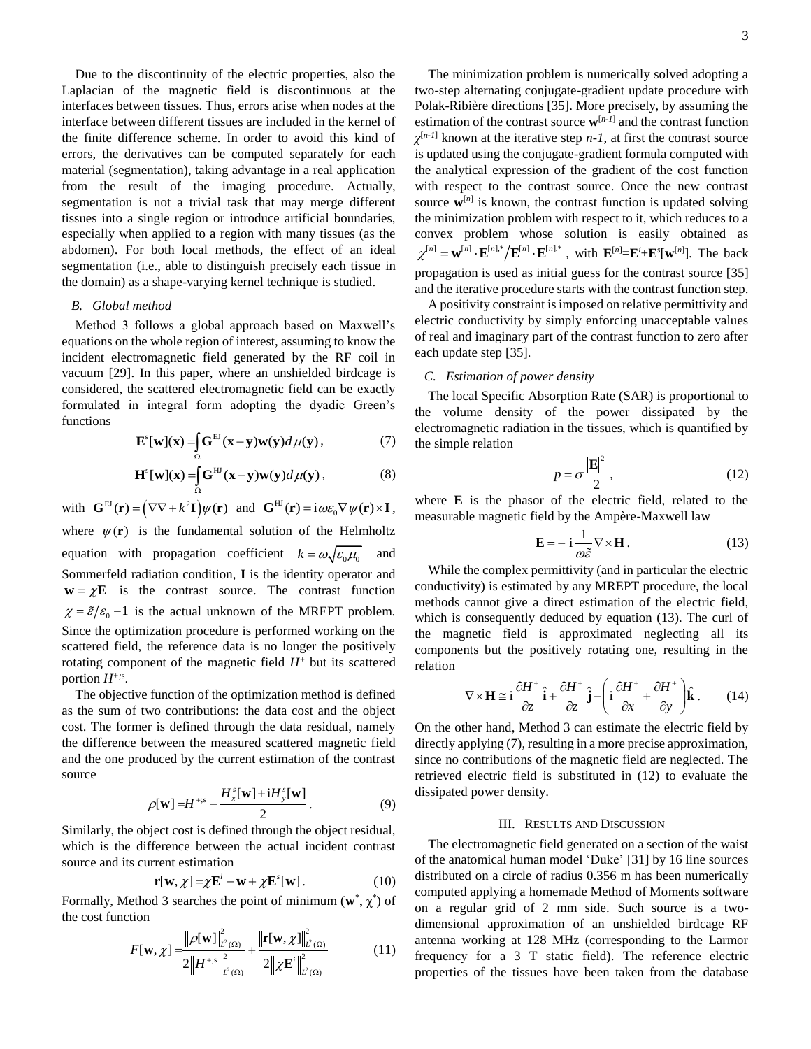Due to the discontinuity of the electric properties, also the Laplacian of the magnetic field is discontinuous at the interfaces between tissues. Thus, errors arise when nodes at the interface between different tissues are included in the kernel of the finite difference scheme. In order to avoid this kind of errors, the derivatives can be computed separately for each material (segmentation), taking advantage in a real application from the result of the imaging procedure. Actually, segmentation is not a trivial task that may merge different tissues into a single region or introduce artificial boundaries, especially when applied to a region with many tissues (as the abdomen). For both local methods, the effect of an ideal segmentation (i.e., able to distinguish precisely each tissue in the domain) as a shape-varying kernel technique is studied.

### *B. Global method*

Method 3 follows a global approach based on Maxwell's equations on the whole region of interest, assuming to know the incident electromagnetic field generated by the RF coil in vacuum [29]. In this paper, where an unshielded birdcage is considered, the scattered electromagnetic field can be exactly formulated in integral form adopting the dyadic Green's functions

$$\mathbf{E}^s[\mathbf{w}](\mathbf{x}) = \int_\Omega \mathbf{G}^{\mathrm{EJ}}(\mathbf{x}-\mathbf{y})\mathbf{w}(\mathbf{y})d\mu(\mathbf{y}), \tag{7}$$

$$\mathbf{H}^s[\mathbf{w}](\mathbf{x}) = \int_\Omega \mathbf{G}^{\mathrm{HJ}}(\mathbf{x}-\mathbf{y})\mathbf{w}(\mathbf{y})d\mu(\mathbf{y}), \tag{8}$$

with $\mathbf{G}^{\mathrm{EJ}}(\mathbf{r}) = \left(\nabla\nabla + k^2\mathbf{I}\right)\psi(\mathbf{r})$ and $\mathbf{G}^{\mathrm{HJ}}(\mathbf{r}) = \mathrm{i}\omega\varepsilon_0\nabla\psi(\mathbf{r})\times\mathbf{I}$, where $\psi(\mathbf{r})$ is the fundamental solution of the Helmholtz equation with propagation coefficient $k = \omega\sqrt{\varepsilon_0\mu_0}$ and Sommerfeld radiation condition, $\mathbf{I}$ is the identity operator and $\mathbf{w} = \chi\mathbf{E}$ is the contrast source. The contrast function $\chi = \tilde{\varepsilon}/\varepsilon_0 - 1$ is the actual unknown of the MREPT problem. Since the optimization procedure is performed working on the scattered field, the reference data is no longer the positively rotating component of the magnetic field $H^+$ but its scattered portion $H^{+;s}$.

The objective function of the optimization method is defined as the sum of two contributions: the data cost and the object cost. The former is defined through the data residual, namely the difference between the measured scattered magnetic field and the one produced by the current estimation of the contrast source

$$\rho[\mathbf{w}] = H^{+;s} - \frac{H_x^s[\mathbf{w}] + \mathrm{i}H_y^s[\mathbf{w}]}{2}. \tag{9}$$

Similarly, the object cost is defined through the object residual, which is the difference between the actual incident contrast source and its current estimation

$$\mathbf{r}[\mathbf{w},\chi] = \chi\mathbf{E}^i - \mathbf{w} + \chi\mathbf{E}^s[\mathbf{w}]. \tag{10}$$

Formally, Method 3 searches the point of minimum $(\mathbf{w}^*, \chi^*)$ of the cost function

$$F[\mathbf{w},\chi] = \frac{\|\rho[\mathbf{w}]\|^2_{L^2(\Omega)}}{2\|H^{+;s}\|^2_{L^2(\Omega)}} + \frac{\|\mathbf{r}[\mathbf{w},\chi]\|^2_{L^2(\Omega)}}{2\|\chi\mathbf{E}^i\|^2_{L^2(\Omega)}} \tag{11}$$

The minimization problem is numerically solved adopting a two-step alternating conjugate-gradient update procedure with Polak-Ribière directions [35]. More precisely, by assuming the estimation of the contrast source $\mathbf{w}^{[n-1]}$ and the contrast function $\chi^{[n-1]}$ known at the iterative step *n-1*, at first the contrast source is updated using the conjugate-gradient formula computed with the analytical expression of the gradient of the cost function with respect to the contrast source. Once the new contrast source $\mathbf{w}^{[n]}$ is known, the contrast function is updated solving the minimization problem with respect to it, which reduces to a convex problem whose solution is easily obtained as $\chi^{[n]} = \mathbf{w}^{[n]}\cdot\mathbf{E}^{[n],*}/\mathbf{E}^{[n]}\cdot\mathbf{E}^{[n],*}$, with $\mathbf{E}^{[n]}=\mathbf{E}^i+\mathbf{E}^s[\mathbf{w}^{[n]}]$. The back propagation is used as initial guess for the contrast source [35] and the iterative procedure starts with the contrast function step.

A positivity constraint is imposed on relative permittivity and electric conductivity by simply enforcing unacceptable values of real and imaginary part of the contrast function to zero after each update step [35].

### *C. Estimation of power density*

The local Specific Absorption Rate (SAR) is proportional to the volume density of the power dissipated by the electromagnetic radiation in the tissues, which is quantified by the simple relation

$$p = \sigma\frac{|\mathbf{E}|^2}{2}, \tag{12}$$

where $\mathbf{E}$ is the phasor of the electric field, related to the measurable magnetic field by the Ampère-Maxwell law

$$\mathbf{E} = -\,\mathrm{i}\frac{1}{\omega\tilde{\varepsilon}}\nabla\times\mathbf{H}. \tag{13}$$

While the complex permittivity (and in particular the electric conductivity) is estimated by any MREPT procedure, the local methods cannot give a direct estimation of the electric field, which is consequently deduced by equation (13). The curl of the magnetic field is approximated neglecting all its components but the positively rotating one, resulting in the relation

$$\nabla\times\mathbf{H} \cong \mathrm{i}\frac{\partial H^+}{\partial z}\hat{\mathbf{i}} + \frac{\partial H^+}{\partial z}\hat{\mathbf{j}} - \left(\mathrm{i}\frac{\partial H^+}{\partial x} + \frac{\partial H^+}{\partial y}\right)\hat{\mathbf{k}}. \tag{14}$$

On the other hand, Method 3 can estimate the electric field by directly applying (7), resulting in a more precise approximation, since no contributions of the magnetic field are neglected. The retrieved electric field is substituted in (12) to evaluate the dissipated power density.

## III. Results and Discussion

The electromagnetic field generated on a section of the waist of the anatomical human model 'Duke' [31] by 16 line sources distributed on a circle of radius 0.356 m has been numerically computed applying a homemade Method of Moments software on a regular grid of 2 mm side. Such source is a two-dimensional approximation of an unshielded birdcage RF antenna working at 128 MHz (corresponding to the Larmor frequency for a 3 T static field). The reference electric properties of the tissues have been taken from the database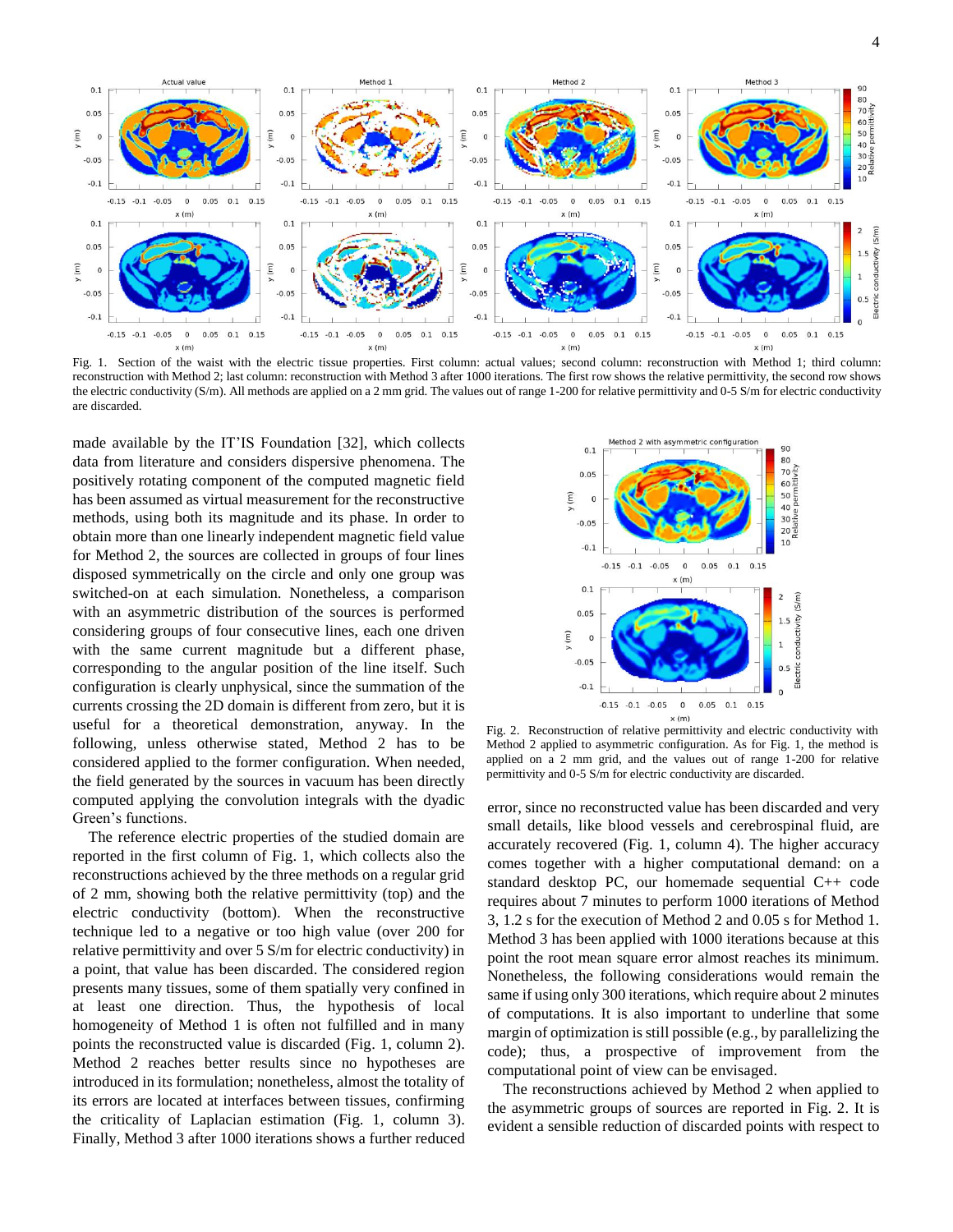Fig. 1. Section of the waist with the electric tissue properties. First column: actual values; second column: reconstruction with Method 1; third column: reconstruction with Method 2; last column: reconstruction with Method 3 after 1000 iterations. The first row shows the relative permittivity, the second row shows the electric conductivity (S/m). All methods are applied on a 2 mm grid. The values out of range 1-200 for relative permittivity and 0-5 S/m for electric conductivity are discarded.

made available by the IT'IS Foundation [32], which collects data from literature and considers dispersive phenomena. The positively rotating component of the computed magnetic field has been assumed as virtual measurement for the reconstructive methods, using both its magnitude and its phase. In order to obtain more than one linearly independent magnetic field value for Method 2, the sources are collected in groups of four lines disposed symmetrically on the circle and only one group was switched-on at each simulation. Nonetheless, a comparison with an asymmetric distribution of the sources is performed considering groups of four consecutive lines, each one driven with the same current magnitude but a different phase, corresponding to the angular position of the line itself. Such configuration is clearly unphysical, since the summation of the currents crossing the 2D domain is different from zero, but it is useful for a theoretical demonstration, anyway. In the following, unless otherwise stated, Method 2 has to be considered applied to the former configuration. When needed, the field generated by the sources in vacuum has been directly computed applying the convolution integrals with the dyadic Green's functions.

The reference electric properties of the studied domain are reported in the first column of Fig. 1, which collects also the reconstructions achieved by the three methods on a regular grid of 2 mm, showing both the relative permittivity (top) and the electric conductivity (bottom). When the reconstructive technique led to a negative or too high value (over 200 for relative permittivity and over 5 S/m for electric conductivity) in a point, that value has been discarded. The considered region presents many tissues, some of them spatially very confined in at least one direction. Thus, the hypothesis of local homogeneity of Method 1 is often not fulfilled and in many points the reconstructed value is discarded (Fig. 1, column 2). Method 2 reaches better results since no hypotheses are introduced in its formulation; nonetheless, almost the totality of its errors are located at interfaces between tissues, confirming the criticality of Laplacian estimation (Fig. 1, column 3). Finally, Method 3 after 1000 iterations shows a further reduced error, since no reconstructed value has been discarded and very small details, like blood vessels and cerebrospinal fluid, are accurately recovered (Fig. 1, column 4). The higher accuracy comes together with a higher computational demand: on a standard desktop PC, our homemade sequential C++ code requires about 7 minutes to perform 1000 iterations of Method 3, 1.2 s for the execution of Method 2 and 0.05 s for Method 1. Method 3 has been applied with 1000 iterations because at this point the root mean square error almost reaches its minimum. Nonetheless, the following considerations would remain the same if using only 300 iterations, which require about 2 minutes of computations. It is also important to underline that some margin of optimization is still possible (e.g., by parallelizing the code); thus, a prospective of improvement from the computational point of view can be envisaged.

Fig. 2. Reconstruction of relative permittivity and electric conductivity with Method 2 applied to asymmetric configuration. As for Fig. 1, the method is applied on a 2 mm grid, and the values out of range 1-200 for relative permittivity and 0-5 S/m for electric conductivity are discarded.

The reconstructions achieved by Method 2 when applied to the asymmetric groups of sources are reported in Fig. 2. It is evident a sensible reduction of discarded points with respect to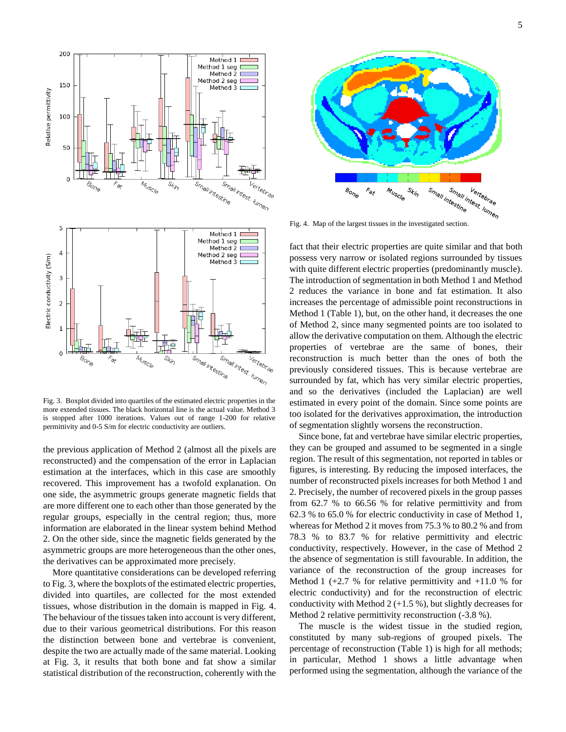Fig. 3. Boxplot divided into quartiles of the estimated electric properties in the more extended tissues. The black horizontal line is the actual value. Method 3 is stopped after 1000 iterations. Values out of range 1-200 for relative permittivity and 0-5 S/m for electric conductivity are outliers.

Fig. 4. Map of the largest tissues in the investigated section.

the previous application of Method 2 (almost all the pixels are reconstructed) and the compensation of the error in Laplacian estimation at the interfaces, which in this case are smoothly recovered. This improvement has a twofold explanation. On one side, the asymmetric groups generate magnetic fields that are more different one to each other than those generated by the regular groups, especially in the central region; thus, more information are elaborated in the linear system behind Method 2. On the other side, since the magnetic fields generated by the asymmetric groups are more heterogeneous than the other ones, the derivatives can be approximated more precisely.

More quantitative considerations can be developed referring to Fig. 3, where the boxplots of the estimated electric properties, divided into quartiles, are collected for the most extended tissues, whose distribution in the domain is mapped in Fig. 4. The behaviour of the tissues taken into account is very different, due to their various geometrical distributions. For this reason the distinction between bone and vertebrae is convenient, despite the two are actually made of the same material. Looking at Fig. 3, it results that both bone and fat show a similar statistical distribution of the reconstruction, coherently with the fact that their electric properties are quite similar and that both possess very narrow or isolated regions surrounded by tissues with quite different electric properties (predominantly muscle). The introduction of segmentation in both Method 1 and Method 2 reduces the variance in bone and fat estimation. It also increases the percentage of admissible point reconstructions in Method 1 (Table 1), but, on the other hand, it decreases the one of Method 2, since many segmented points are too isolated to allow the derivative computation on them. Although the electric properties of vertebrae are the same of bones, their reconstruction is much better than the ones of both the previously considered tissues. This is because vertebrae are surrounded by fat, which has very similar electric properties, and so the derivatives (included the Laplacian) are well estimated in every point of the domain. Since some points are too isolated for the derivatives approximation, the introduction of segmentation slightly worsens the reconstruction.

Since bone, fat and vertebrae have similar electric properties, they can be grouped and assumed to be segmented in a single region. The result of this segmentation, not reported in tables or figures, is interesting. By reducing the imposed interfaces, the number of reconstructed pixels increases for both Method 1 and 2. Precisely, the number of recovered pixels in the group passes from 62.7 % to 66.56 % for relative permittivity and from 62.3 % to 65.0 % for electric conductivity in case of Method 1, whereas for Method 2 it moves from 75.3 % to 80.2 % and from 78.3 % to 83.7 % for relative permittivity and electric conductivity, respectively. However, in the case of Method 2 the absence of segmentation is still favourable. In addition, the variance of the reconstruction of the group increases for Method 1 (+2.7 % for relative permittivity and +11.0 % for electric conductivity) and for the reconstruction of electric conductivity with Method 2 (+1.5 %), but slightly decreases for Method 2 relative permittivity reconstruction (-3.8 %).

The muscle is the widest tissue in the studied region, constituted by many sub-regions of grouped pixels. The percentage of reconstruction (Table 1) is high for all methods; in particular, Method 1 shows a little advantage when performed using the segmentation, although the variance of the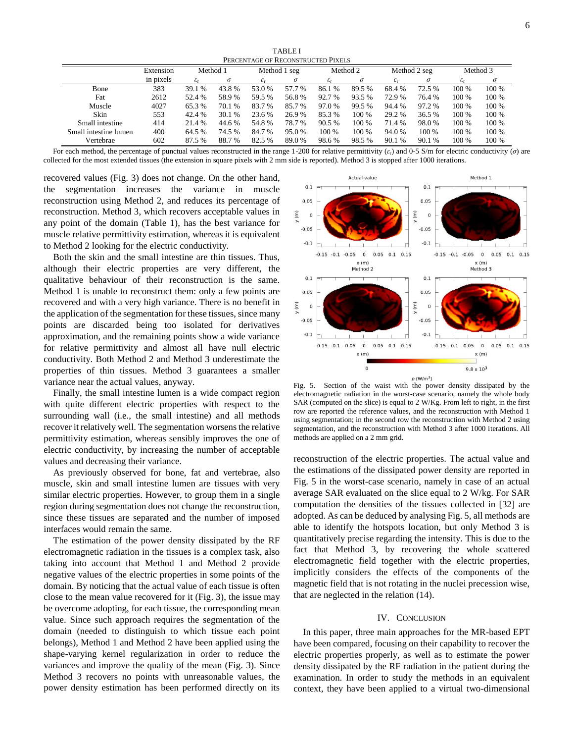TABLE I
PERCENTAGE OF RECONSTRUCTED PIXELS

| | Extension in pixels | Method 1 | | Method 1 seg | | Method 2 | | Method 2 seg | | Method 3 | |
|---|---|---|---|---|---|---|---|---|---|---|---|
| | | $\varepsilon_r$ | $\sigma$ | $\varepsilon_r$ | $\sigma$ | $\varepsilon_r$ | $\sigma$ | $\varepsilon_r$ | $\sigma$ | $\varepsilon_r$ | $\sigma$ |
| Bone | 383 | 39.1 % | 43.8 % | 53.0 % | 57.7 % | 86.1 % | 89.5 % | 68.4 % | 72.5 % | 100 % | 100 % |
| Fat | 2612 | 52.4 % | 58.9 % | 59.5 % | 56.8 % | 92.7 % | 93.5 % | 72.9 % | 76.4 % | 100 % | 100 % |
| Muscle | 4027 | 65.3 % | 70.1 % | 83.7 % | 85.7 % | 97.0 % | 99.5 % | 94.4 % | 97.2 % | 100 % | 100 % |
| Skin | 553 | 42.4 % | 30.1 % | 23.6 % | 26.9 % | 85.3 % | 100 % | 29.2 % | 36.5 % | 100 % | 100 % |
| Small intestine | 414 | 21.4 % | 44.6 % | 54.8 % | 78.7 % | 90.5 % | 100 % | 71.4 % | 98.0 % | 100 % | 100 % |
| Small intestine lumen | 400 | 64.5 % | 74.5 % | 84.7 % | 95.0 % | 100 % | 100 % | 94.0 % | 100 % | 100 % | 100 % |
| Vertebrae | 602 | 87.5 % | 88.7 % | 82.5 % | 89.0 % | 98.6 % | 98.5 % | 90.1 % | 90.1 % | 100 % | 100 % |

For each method, the percentage of punctual values reconstructed in the range 1-200 for relative permittivity ($\varepsilon_r$) and 0-5 S/m for electric conductivity ($\sigma$) are collected for the most extended tissues (the extension in square pixels with 2 mm side is reported). Method 3 is stopped after 1000 iterations.

recovered values (Fig. 3) does not change. On the other hand, the segmentation increases the variance in muscle reconstruction using Method 2, and reduces its percentage of reconstruction. Method 3, which recovers acceptable values in any point of the domain (Table 1), has the best variance for muscle relative permittivity estimation, whereas it is equivalent to Method 2 looking for the electric conductivity.

Both the skin and the small intestine are thin tissues. Thus, although their electric properties are very different, the qualitative behaviour of their reconstruction is the same. Method 1 is unable to reconstruct them: only a few points are recovered and with a very high variance. There is no benefit in the application of the segmentation for these tissues, since many points are discarded being too isolated for derivatives approximation, and the remaining points show a wide variance for relative permittivity and almost all have null electric conductivity. Both Method 2 and Method 3 underestimate the properties of thin tissues. Method 3 guarantees a smaller variance near the actual values, anyway.

Finally, the small intestine lumen is a wide compact region with quite different electric properties with respect to the surrounding wall (i.e., the small intestine) and all methods recover it relatively well. The segmentation worsens the relative permittivity estimation, whereas sensibly improves the one of electric conductivity, by increasing the number of acceptable values and decreasing their variance.

As previously observed for bone, fat and vertebrae, also muscle, skin and small intestine lumen are tissues with very similar electric properties. However, to group them in a single region during segmentation does not change the reconstruction, since these tissues are separated and the number of imposed interfaces would remain the same.

The estimation of the power density dissipated by the RF electromagnetic radiation in the tissues is a complex task, also taking into account that Method 1 and Method 2 provide negative values of the electric properties in some points of the domain. By noticing that the actual value of each tissue is often close to the mean value recovered for it (Fig. 3), the issue may be overcome adopting, for each tissue, the corresponding mean value. Since such approach requires the segmentation of the domain (needed to distinguish to which tissue each point belongs), Method 1 and Method 2 have been applied using the shape-varying kernel regularization in order to reduce the variances and improve the quality of the mean (Fig. 3). Since Method 3 recovers no points with unreasonable values, the power density estimation has been performed directly on its reconstruction of the electric properties. The actual value and the estimations of the dissipated power density are reported in Fig. 5 in the worst-case scenario, namely in case of an actual average SAR evaluated on the slice equal to 2 W/kg. For SAR computation the densities of the tissues collected in [32] are adopted. As can be deduced by analysing Fig. 5, all methods are able to identify the hotspots location, but only Method 3 is quantitatively precise regarding the intensity. This is due to the fact that Method 3, by recovering the whole scattered electromagnetic field together with the electric properties, implicitly considers the effects of the components of the magnetic field that is not rotating in the nuclei precession wise, that are neglected in the relation (14).

Fig. 5. Section of the waist with the power density dissipated by the electromagnetic radiation in the worst-case scenario, namely the whole body SAR (computed on the slice) is equal to 2 W/Kg. From left to right, in the first row are reported the reference values, and the reconstruction with Method 1 using segmentation; in the second row the reconstruction with Method 2 using segmentation, and the reconstruction with Method 3 after 1000 iterations. All methods are applied on a 2 mm grid.

## IV. CONCLUSION

In this paper, three main approaches for the MR-based EPT have been compared, focusing on their capability to recover the electric properties properly, as well as to estimate the power density dissipated by the RF radiation in the patient during the examination. In order to study the methods in an equivalent context, they have been applied to a virtual two-dimensional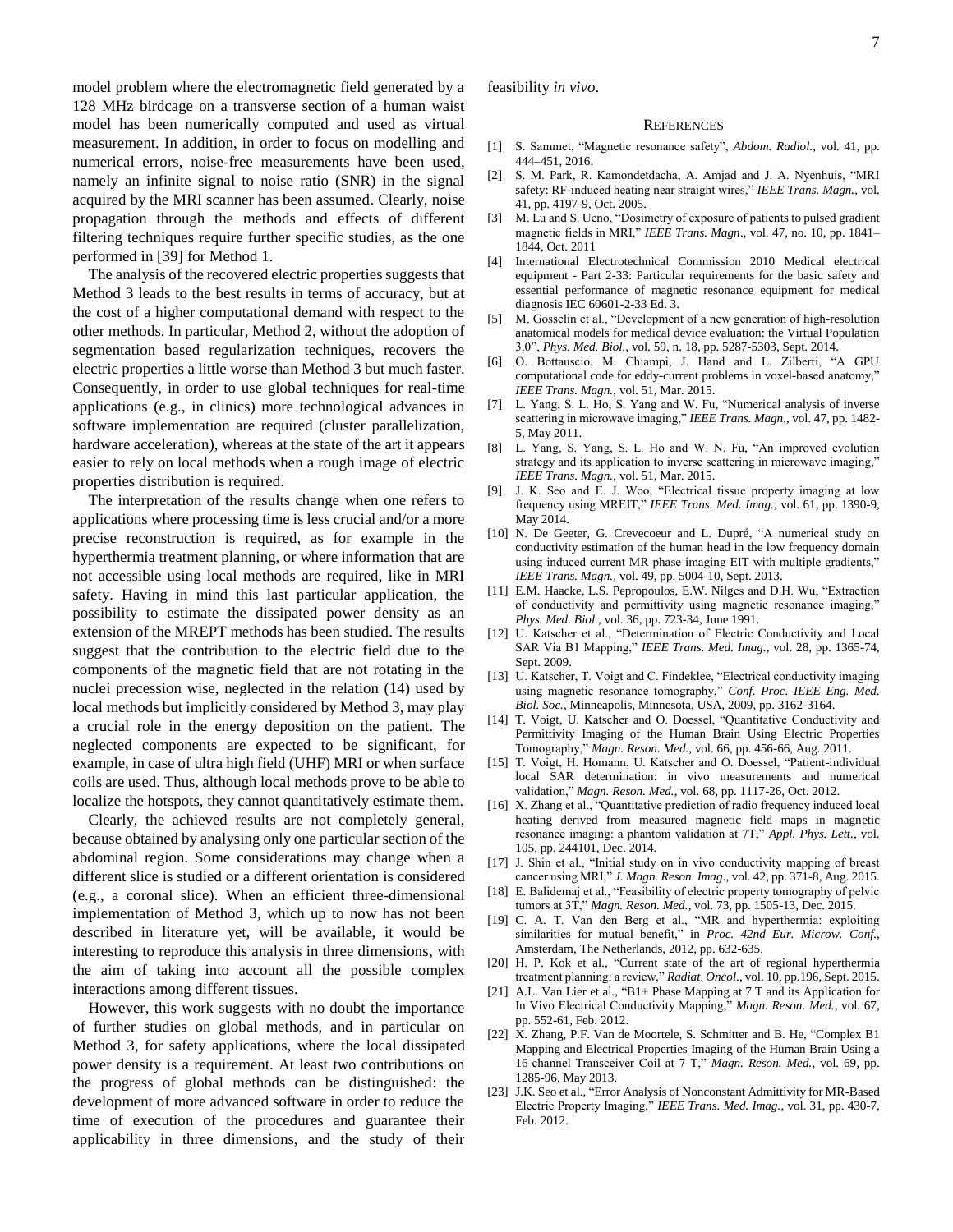model problem where the electromagnetic field generated by a 128 MHz birdcage on a transverse section of a human waist model has been numerically computed and used as virtual measurement. In addition, in order to focus on modelling and numerical errors, noise-free measurements have been used, namely an infinite signal to noise ratio (SNR) in the signal acquired by the MRI scanner has been assumed. Clearly, noise propagation through the methods and effects of different filtering techniques require further specific studies, as the one performed in [39] for Method 1.

The analysis of the recovered electric properties suggests that Method 3 leads to the best results in terms of accuracy, but at the cost of a higher computational demand with respect to the other methods. In particular, Method 2, without the adoption of segmentation based regularization techniques, recovers the electric properties a little worse than Method 3 but much faster. Consequently, in order to use global techniques for real-time applications (e.g., in clinics) more technological advances in software implementation are required (cluster parallelization, hardware acceleration), whereas at the state of the art it appears easier to rely on local methods when a rough image of electric properties distribution is required.

The interpretation of the results change when one refers to applications where processing time is less crucial and/or a more precise reconstruction is required, as for example in the hyperthermia treatment planning, or where information that are not accessible using local methods are required, like in MRI safety. Having in mind this last particular application, the possibility to estimate the dissipated power density as an extension of the MREPT methods has been studied. The results suggest that the contribution to the electric field due to the components of the magnetic field that are not rotating in the nuclei precession wise, neglected in the relation (14) used by local methods but implicitly considered by Method 3, may play a crucial role in the energy deposition on the patient. The neglected components are expected to be significant, for example, in case of ultra high field (UHF) MRI or when surface coils are used. Thus, although local methods prove to be able to localize the hotspots, they cannot quantitatively estimate them.

Clearly, the achieved results are not completely general, because obtained by analysing only one particular section of the abdominal region. Some considerations may change when a different slice is studied or a different orientation is considered (e.g., a coronal slice). When an efficient three-dimensional implementation of Method 3, which up to now has not been described in literature yet, will be available, it would be interesting to reproduce this analysis in three dimensions, with the aim of taking into account all the possible complex interactions among different tissues.

However, this work suggests with no doubt the importance of further studies on global methods, and in particular on Method 3, for safety applications, where the local dissipated power density is a requirement. At least two contributions on the progress of global methods can be distinguished: the development of more advanced software in order to reduce the time of execution of the procedures and guarantee their applicability in three dimensions, and the study of their feasibility *in vivo*.

## References

[1] S. Sammet, "Magnetic resonance safety", *Abdom. Radiol.*, vol. 41, pp. 444–451, 2016.

[2] S. M. Park, R. Kamondetdacha, A. Amjad and J. A. Nyenhuis, "MRI safety: RF-induced heating near straight wires," *IEEE Trans. Magn.*, vol. 41, pp. 4197-9, Oct. 2005.

[3] M. Lu and S. Ueno, "Dosimetry of exposure of patients to pulsed gradient magnetic fields in MRI," *IEEE Trans. Magn*., vol. 47, no. 10, pp. 1841–1844, Oct. 2011

[4] International Electrotechnical Commission 2010 Medical electrical equipment - Part 2-33: Particular requirements for the basic safety and essential performance of magnetic resonance equipment for medical diagnosis IEC 60601-2-33 Ed. 3.

[5] M. Gosselin et al., "Development of a new generation of high-resolution anatomical models for medical device evaluation: the Virtual Population 3.0", *Phys. Med. Biol.*, vol. 59, n. 18, pp. 5287-5303, Sept. 2014.

[6] O. Bottauscio, M. Chiampi, J. Hand and L. Zilberti, "A GPU computational code for eddy-current problems in voxel-based anatomy," *IEEE Trans. Magn.*, vol. 51, Mar. 2015.

[7] L. Yang, S. L. Ho, S. Yang and W. Fu, "Numerical analysis of inverse scattering in microwave imaging," *IEEE Trans. Magn.*, vol. 47, pp. 1482-5, May 2011.

[8] L. Yang, S. Yang, S. L. Ho and W. N. Fu, "An improved evolution strategy and its application to inverse scattering in microwave imaging," *IEEE Trans. Magn.*, vol. 51, Mar. 2015.

[9] J. K. Seo and E. J. Woo, "Electrical tissue property imaging at low frequency using MREIT," *IEEE Trans. Med. Imag.*, vol. 61, pp. 1390-9, May 2014.

[10] N. De Geeter, G. Crevecoeur and L. Dupré, "A numerical study on conductivity estimation of the human head in the low frequency domain using induced current MR phase imaging EIT with multiple gradients," *IEEE Trans. Magn.*, vol. 49, pp. 5004-10, Sept. 2013.

[11] E.M. Haacke, L.S. Pepropoulos, E.W. Nilges and D.H. Wu, "Extraction of conductivity and permittivity using magnetic resonance imaging," *Phys. Med. Biol.*, vol. 36, pp. 723-34, June 1991.

[12] U. Katscher et al., "Determination of Electric Conductivity and Local SAR Via B1 Mapping," *IEEE Trans. Med. Imag.*, vol. 28, pp. 1365-74, Sept. 2009.

[13] U. Katscher, T. Voigt and C. Findeklee, "Electrical conductivity imaging using magnetic resonance tomography," *Conf. Proc. IEEE Eng. Med. Biol. Soc.*, Minneapolis, Minnesota, USA, 2009, pp. 3162-3164.

[14] T. Voigt, U. Katscher and O. Doessel, "Quantitative Conductivity and Permittivity Imaging of the Human Brain Using Electric Properties Tomography," *Magn. Reson. Med.*, vol. 66, pp. 456-66, Aug. 2011.

[15] T. Voigt, H. Homann, U. Katscher and O. Doessel, "Patient-individual local SAR determination: in vivo measurements and numerical validation," *Magn. Reson. Med.*, vol. 68, pp. 1117-26, Oct. 2012.

[16] X. Zhang et al., "Quantitative prediction of radio frequency induced local heating derived from measured magnetic field maps in magnetic resonance imaging: a phantom validation at 7T," *Appl. Phys. Lett.*, vol. 105, pp. 244101, Dec. 2014.

[17] J. Shin et al., "Initial study on in vivo conductivity mapping of breast cancer using MRI," *J. Magn. Reson. Imag.*, vol. 42, pp. 371-8, Aug. 2015.

[18] E. Balidemaj et al., "Feasibility of electric property tomography of pelvic tumors at 3T," *Magn. Reson. Med.*, vol. 73, pp. 1505-13, Dec. 2015.

[19] C. A. T. Van den Berg et al., "MR and hyperthermia: exploiting similarities for mutual benefit," in *Proc. 42nd Eur. Microw. Conf.*, Amsterdam, The Netherlands, 2012, pp. 632-635.

[20] H. P. Kok et al., "Current state of the art of regional hyperthermia treatment planning: a review," *Radiat. Oncol.*, vol. 10, pp.196, Sept. 2015.

[21] A.L. Van Lier et al., "B1+ Phase Mapping at 7 T and its Application for In Vivo Electrical Conductivity Mapping," *Magn. Reson. Med.*, vol. 67, pp. 552-61, Feb. 2012.

[22] X. Zhang, P.F. Van de Moortele, S. Schmitter and B. He, "Complex B1 Mapping and Electrical Properties Imaging of the Human Brain Using a 16-channel Transceiver Coil at 7 T," *Magn. Reson. Med.*, vol. 69, pp. 1285-96, May 2013.

[23] J.K. Seo et al., "Error Analysis of Nonconstant Admittivity for MR-Based Electric Property Imaging," *IEEE Trans. Med. Imag.*, vol. 31, pp. 430-7, Feb. 2012.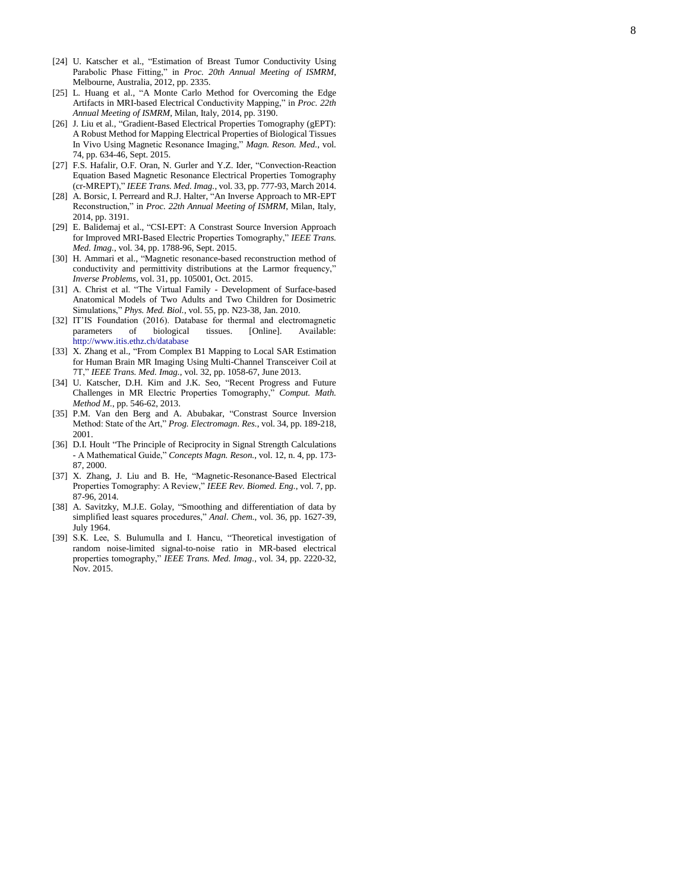[24] U. Katscher et al., "Estimation of Breast Tumor Conductivity Using Parabolic Phase Fitting," in *Proc. 20th Annual Meeting of ISMRM*, Melbourne, Australia, 2012, pp. 2335.

[25] L. Huang et al., "A Monte Carlo Method for Overcoming the Edge Artifacts in MRI-based Electrical Conductivity Mapping," in *Proc. 22th Annual Meeting of ISMRM*, Milan, Italy, 2014, pp. 3190.

[26] J. Liu et al., "Gradient-Based Electrical Properties Tomography (gEPT): A Robust Method for Mapping Electrical Properties of Biological Tissues In Vivo Using Magnetic Resonance Imaging," *Magn. Reson. Med.*, vol. 74, pp. 634-46, Sept. 2015.

[27] F.S. Hafalir, O.F. Oran, N. Gurler and Y.Z. Ider, "Convection-Reaction Equation Based Magnetic Resonance Electrical Properties Tomography (cr-MREPT)," *IEEE Trans. Med. Imag.*, vol. 33, pp. 777-93, March 2014.

[28] A. Borsic, I. Perreard and R.J. Halter, "An Inverse Approach to MR-EPT Reconstruction," in *Proc. 22th Annual Meeting of ISMRM*, Milan, Italy, 2014, pp. 3191.

[29] E. Balidemaj et al., "CSI-EPT: A Constrast Source Inversion Approach for Improved MRI-Based Electric Properties Tomography," *IEEE Trans. Med. Imag.*, vol. 34, pp. 1788-96, Sept. 2015.

[30] H. Ammari et al., "Magnetic resonance-based reconstruction method of conductivity and permittivity distributions at the Larmor frequency," *Inverse Problems*, vol. 31, pp. 105001, Oct. 2015.

[31] A. Christ et al. "The Virtual Family - Development of Surface-based Anatomical Models of Two Adults and Two Children for Dosimetric Simulations," *Phys. Med. Biol.*, vol. 55, pp. N23-38, Jan. 2010.

[32] IT'IS Foundation (2016). Database for thermal and electromagnetic parameters of biological tissues. [Online]. Available: http://www.itis.ethz.ch/database

[33] X. Zhang et al., "From Complex B1 Mapping to Local SAR Estimation for Human Brain MR Imaging Using Multi-Channel Transceiver Coil at 7T," *IEEE Trans. Med. Imag.*, vol. 32, pp. 1058-67, June 2013.

[34] U. Katscher, D.H. Kim and J.K. Seo, "Recent Progress and Future Challenges in MR Electric Properties Tomography," *Comput. Math. Method M.*, pp. 546-62, 2013.

[35] P.M. Van den Berg and A. Abubakar, "Constrast Source Inversion Method: State of the Art," *Prog. Electromagn. Res.*, vol. 34, pp. 189-218, 2001.

[36] D.I. Hoult "The Principle of Reciprocity in Signal Strength Calculations - A Mathematical Guide," *Concepts Magn. Reson.*, vol. 12, n. 4, pp. 173-87, 2000.

[37] X. Zhang, J. Liu and B. He, "Magnetic-Resonance-Based Electrical Properties Tomography: A Review," *IEEE Rev. Biomed. Eng.*, vol. 7, pp. 87-96, 2014.

[38] A. Savitzky, M.J.E. Golay, "Smoothing and differentiation of data by simplified least squares procedures," *Anal. Chem.*, vol. 36, pp. 1627-39, July 1964.

[39] S.K. Lee, S. Bulumulla and I. Hancu, "Theoretical investigation of random noise-limited signal-to-noise ratio in MR-based electrical properties tomography," *IEEE Trans. Med. Imag.*, vol. 34, pp. 2220-32, Nov. 2015.